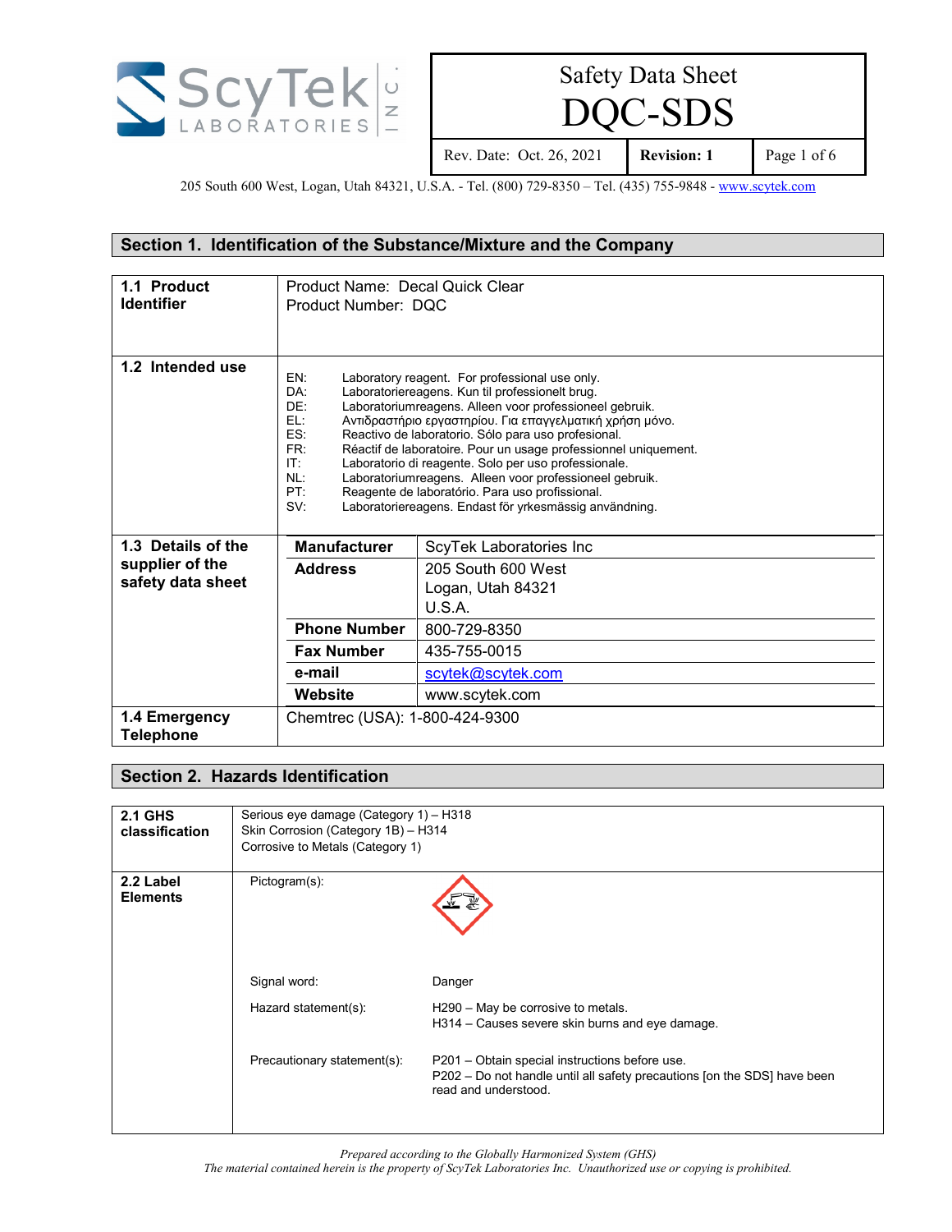**ScyTek Laboratories Inc.**

# Safety Data Sheet
# DQC-SDS

| Rev. Date: Oct. 26, 2021 | **Revision: 1** |
|---|---|

205 South 600 West, Logan, Utah 84321, U.S.A. - Tel. (800) 729-8350 – Tel. (435) 755-9848 - www.scytek.com

## Section 1. Identification of the Substance/Mixture and the Company

| | |
|---|---|
| **1.1 Product Identifier** | Product Name: Decal Quick Clear<br>Product Number: DQC |
| **1.2 Intended use** | EN: Laboratory reagent. For professional use only.<br>DA: Laboratoriereagens. Kun til professionelt brug.<br>DE: Laboratoriumreagens. Alleen voor professioneel gebruik.<br>EL: Αντιδραστήριο εργαστηρίου. Για επαγγελματική χρήση μόνο.<br>ES: Reactivo de laboratorio. Sólo para uso profesional.<br>FR: Réactif de laboratoire. Pour un usage professionnel uniquement.<br>IT: Laboratorio di reagente. Solo per uso professionale.<br>NL: Laboratoriumreagens. Alleen voor professioneel gebruik.<br>PT: Reagente de laboratório. Para uso profissional.<br>SV: Laboratoriereagens. Endast för yrkesmässig användning. |
| **1.3 Details of the supplier of the safety data sheet** | **Manufacturer:** ScyTek Laboratories Inc<br>**Address:** 205 South 600 West, Logan, Utah 84321, U.S.A.<br>**Phone Number:** 800-729-8350<br>**Fax Number:** 435-755-0015<br>**e-mail:** scytek@scytek.com<br>**Website:** www.scytek.com |
| **1.4 Emergency Telephone** | Chemtrec (USA): 1-800-424-9300 |

## Section 2. Hazards Identification

| | |
|---|---|
| **2.1 GHS classification** | Serious eye damage (Category 1) – H318<br>Skin Corrosion (Category 1B) – H314<br>Corrosive to Metals (Category 1) |
| **2.2 Label Elements** | Pictogram(s):<br><br>Signal word: Danger<br><br>Hazard statement(s):<br>H290 – May be corrosive to metals.<br>H314 – Causes severe skin burns and eye damage.<br><br>Precautionary statement(s):<br>P201 – Obtain special instructions before use.<br>P202 – Do not handle until all safety precautions [on the SDS] have been read and understood. |

*Prepared according to the Globally Harmonized System (GHS)*
*The material contained herein is the property of ScyTek Laboratories Inc. Unauthorized use or copying is prohibited.*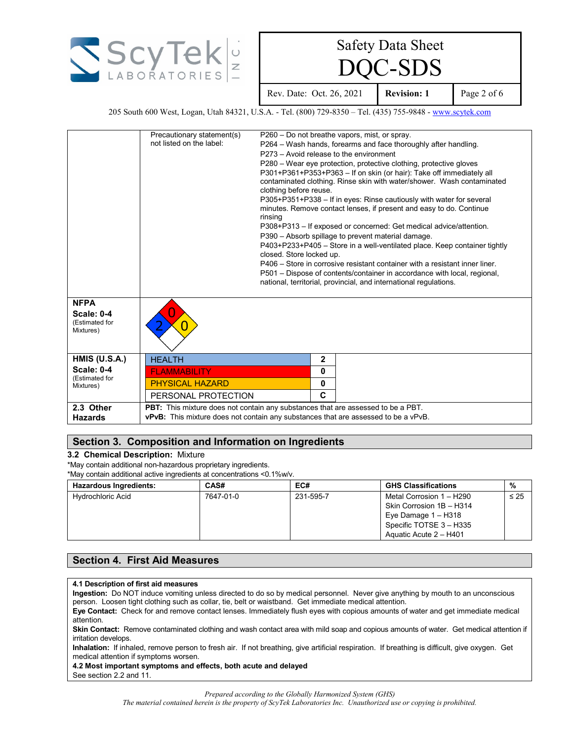| | | |
|---|---|---|
| | Precautionary statement(s) not listed on the label: | P260 – Do not breathe vapors, mist, or spray.<br>P264 – Wash hands, forearms and face thoroughly after handling.<br>P273 – Avoid release to the environment<br>P280 – Wear eye protection, protective clothing, protective gloves<br>P301+P361+P353+P363 – If on skin (or hair): Take off immediately all contaminated clothing. Rinse skin with water/shower. Wash contaminated clothing before reuse.<br>P305+P351+P338 – If in eyes: Rinse cautiously with water for several minutes. Remove contact lenses, if present and easy to do. Continue rinsing<br>P308+P313 – If exposed or concerned: Get medical advice/attention.<br>P390 – Absorb spillage to prevent material damage.<br>P403+P233+P405 – Store in a well-ventilated place. Keep container tightly closed. Store locked up.<br>P406 – Store in corrosive resistant container with a resistant inner liner.<br>P501 – Dispose of contents/container in accordance with local, regional, national, territorial, provincial, and international regulations. |
| **NFPA Scale: 0-4** (Estimated for Mixtures) | Health: 2, Flammability: 0, Instability: 0 | |
| **HMIS (U.S.A.) Scale: 0-4** (Estimated for Mixtures) | HEALTH: 2<br>FLAMMABILITY: 0<br>PHYSICAL HAZARD: 0<br>PERSONAL PROTECTION: C | |
| **2.3 Other Hazards** | **PBT:** This mixture does not contain any substances that are assessed to be a PBT.<br>**vPvB:** This mixture does not contain any substances that are assessed to be a vPvB. | |

## Section 3. Composition and Information on Ingredients

**3.2 Chemical Description:** Mixture

*May contain additional non-hazardous proprietary ingredients.
*May contain additional active ingredients at concentrations <0.1%w/v.

| Hazardous Ingredients: | CAS# | EC# | GHS Classifications | % |
|---|---|---|---|---|
| Hydrochloric Acid | 7647-01-0 | 231-595-7 | Metal Corrosion 1 – H290<br>Skin Corrosion 1B – H314<br>Eye Damage 1 – H318<br>Specific TOTSE 3 – H335<br>Aquatic Acute 2 – H401 | ≤ 25 |

## Section 4. First Aid Measures

**4.1 Description of first aid measures**

**Ingestion:** Do NOT induce vomiting unless directed to do so by medical personnel. Never give anything by mouth to an unconscious person. Loosen tight clothing such as collar, tie, belt or waistband. Get immediate medical attention.

**Eye Contact:** Check for and remove contact lenses. Immediately flush eyes with copious amounts of water and get immediate medical attention.

**Skin Contact:** Remove contaminated clothing and wash contact area with mild soap and copious amounts of water. Get medical attention if irritation develops.

**Inhalation:** If inhaled, remove person to fresh air. If not breathing, give artificial respiration. If breathing is difficult, give oxygen. Get medical attention if symptoms worsen.

**4.2 Most important symptoms and effects, both acute and delayed**

See section 2.2 and 11.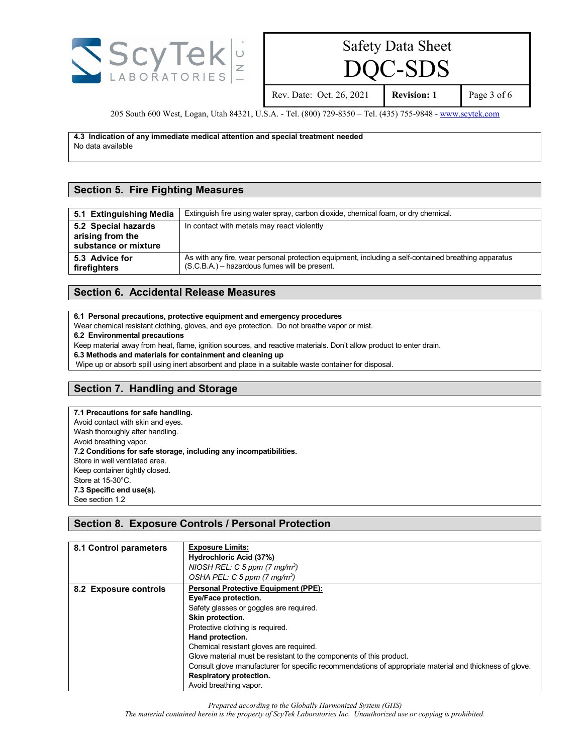**4.3 Indication of any immediate medical attention and special treatment needed**
No data available

## Section 5. Fire Fighting Measures

| | |
|---|---|
| **5.1 Extinguishing Media** | Extinguish fire using water spray, carbon dioxide, chemical foam, or dry chemical. |
| **5.2 Special hazards arising from the substance or mixture** | In contact with metals may react violently |
| **5.3 Advice for firefighters** | As with any fire, wear personal protection equipment, including a self-contained breathing apparatus (S.C.B.A.) – hazardous fumes will be present. |

## Section 6. Accidental Release Measures

**6.1 Personal precautions, protective equipment and emergency procedures**
Wear chemical resistant clothing, gloves, and eye protection. Do not breathe vapor or mist.
**6.2 Environmental precautions**
Keep material away from heat, flame, ignition sources, and reactive materials. Don't allow product to enter drain.
**6.3 Methods and materials for containment and cleaning up**
Wipe up or absorb spill using inert absorbent and place in a suitable waste container for disposal.

## Section 7. Handling and Storage

**7.1 Precautions for safe handling.**
Avoid contact with skin and eyes.
Wash thoroughly after handling.
Avoid breathing vapor.
**7.2 Conditions for safe storage, including any incompatibilities.**
Store in well ventilated area.
Keep container tightly closed.
Store at 15-30°C.
**7.3 Specific end use(s).**
See section 1.2

## Section 8. Exposure Controls / Personal Protection

| | |
|---|---|
| **8.1 Control parameters** | **Exposure Limits:**<br>**Hydrochloric Acid (37%)**<br>*NIOSH REL: C 5 ppm (7 mg/m$^3$)*<br>*OSHA PEL: C 5 ppm (7 mg/m$^3$)* |
| **8.2 Exposure controls** | **Personal Protective Equipment (PPE):**<br>**Eye/Face protection.**<br>Safety glasses or goggles are required.<br>**Skin protection.**<br>Protective clothing is required.<br>**Hand protection.**<br>Chemical resistant gloves are required.<br>Glove material must be resistant to the components of this product.<br>Consult glove manufacturer for specific recommendations of appropriate material and thickness of glove.<br>**Respiratory protection.**<br>Avoid breathing vapor. |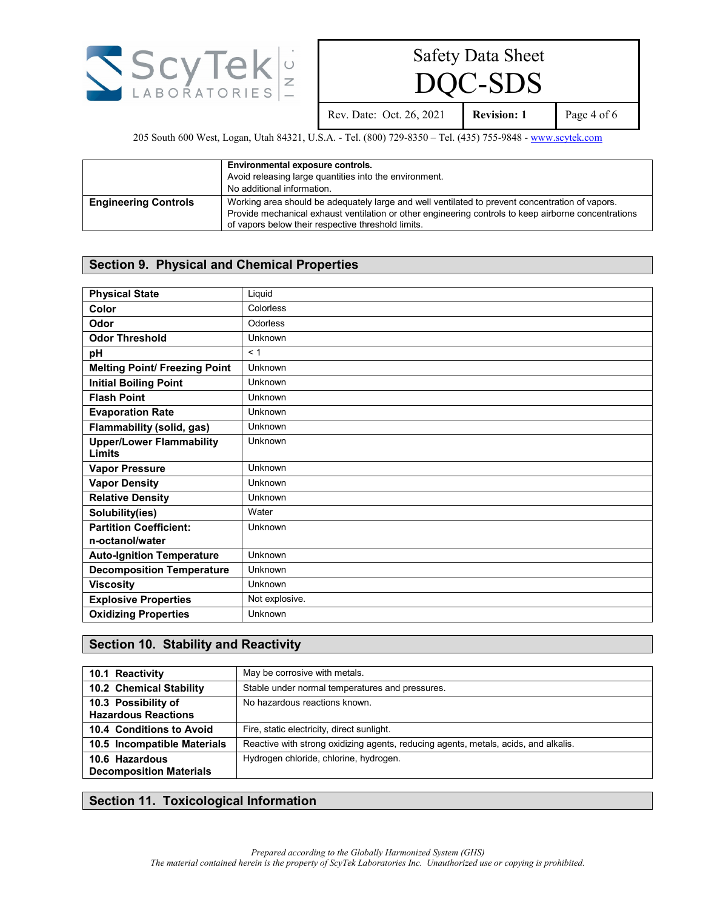| | |
|---|---|
| | **Environmental exposure controls.** Avoid releasing large quantities into the environment. No additional information. |
| **Engineering Controls** | Working area should be adequately large and well ventilated to prevent concentration of vapors. Provide mechanical exhaust ventilation or other engineering controls to keep airborne concentrations of vapors below their respective threshold limits. |

## Section 9. Physical and Chemical Properties

| | |
|---|---|
| **Physical State** | Liquid |
| **Color** | Colorless |
| **Odor** | Odorless |
| **Odor Threshold** | Unknown |
| **pH** | < 1 |
| **Melting Point/ Freezing Point** | Unknown |
| **Initial Boiling Point** | Unknown |
| **Flash Point** | Unknown |
| **Evaporation Rate** | Unknown |
| **Flammability (solid, gas)** | Unknown |
| **Upper/Lower Flammability Limits** | Unknown |
| **Vapor Pressure** | Unknown |
| **Vapor Density** | Unknown |
| **Relative Density** | Unknown |
| **Solubility(ies)** | Water |
| **Partition Coefficient: n-octanol/water** | Unknown |
| **Auto-Ignition Temperature** | Unknown |
| **Decomposition Temperature** | Unknown |
| **Viscosity** | Unknown |
| **Explosive Properties** | Not explosive. |
| **Oxidizing Properties** | Unknown |

## Section 10. Stability and Reactivity

| | |
|---|---|
| **10.1 Reactivity** | May be corrosive with metals. |
| **10.2 Chemical Stability** | Stable under normal temperatures and pressures. |
| **10.3 Possibility of Hazardous Reactions** | No hazardous reactions known. |
| **10.4 Conditions to Avoid** | Fire, static electricity, direct sunlight. |
| **10.5 Incompatible Materials** | Reactive with strong oxidizing agents, reducing agents, metals, acids, and alkalis. |
| **10.6 Hazardous Decomposition Materials** | Hydrogen chloride, chlorine, hydrogen. |

## Section 11. Toxicological Information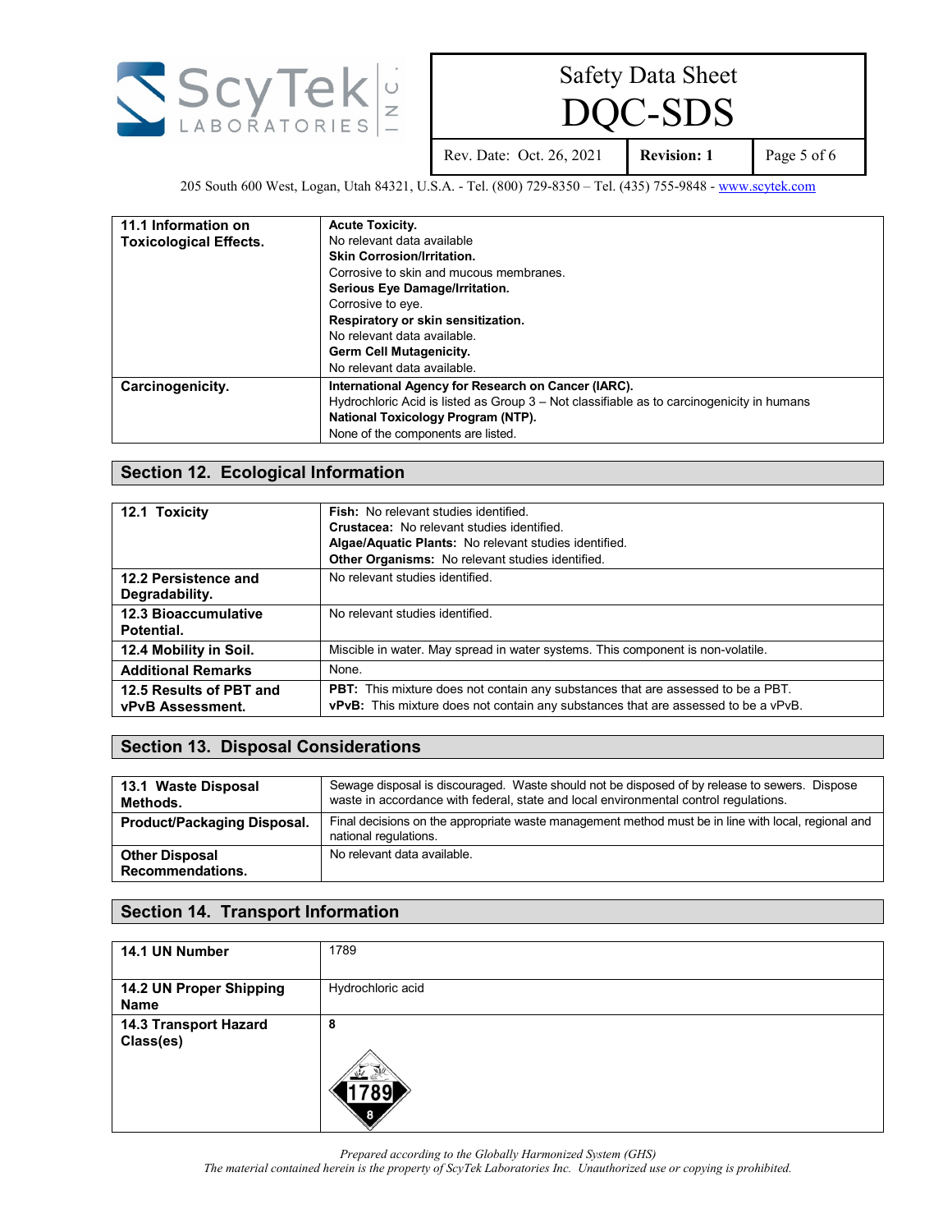| | |
|---|---|
| **11.1 Information on Toxicological Effects.** | **Acute Toxicity.**<br>No relevant data available<br>**Skin Corrosion/Irritation.**<br>Corrosive to skin and mucous membranes.<br>**Serious Eye Damage/Irritation.**<br>Corrosive to eye.<br>**Respiratory or skin sensitization.**<br>No relevant data available.<br>**Germ Cell Mutagenicity.**<br>No relevant data available. |
| **Carcinogenicity.** | **International Agency for Research on Cancer (IARC).**<br>Hydrochloric Acid is listed as Group 3 – Not classifiable as to carcinogenicity in humans<br>**National Toxicology Program (NTP).**<br>None of the components are listed. |

## Section 12. Ecological Information

| | |
|---|---|
| **12.1 Toxicity** | **Fish:** No relevant studies identified.<br>**Crustacea:** No relevant studies identified.<br>**Algae/Aquatic Plants:** No relevant studies identified.<br>**Other Organisms:** No relevant studies identified. |
| **12.2 Persistence and Degradability.** | No relevant studies identified. |
| **12.3 Bioaccumulative Potential.** | No relevant studies identified. |
| **12.4 Mobility in Soil.** | Miscible in water. May spread in water systems. This component is non-volatile. |
| **Additional Remarks** | None. |
| **12.5 Results of PBT and vPvB Assessment.** | **PBT:** This mixture does not contain any substances that are assessed to be a PBT.<br>**vPvB:** This mixture does not contain any substances that are assessed to be a vPvB. |

## Section 13. Disposal Considerations

| | |
|---|---|
| **13.1 Waste Disposal Methods.** | Sewage disposal is discouraged. Waste should not be disposed of by release to sewers. Dispose waste in accordance with federal, state and local environmental control regulations. |
| **Product/Packaging Disposal.** | Final decisions on the appropriate waste management method must be in line with local, regional and national regulations. |
| **Other Disposal Recommendations.** | No relevant data available. |

## Section 14. Transport Information

| | |
|---|---|
| **14.1 UN Number** | 1789 |
| **14.2 UN Proper Shipping Name** | Hydrochloric acid |
| **14.3 Transport Hazard Class(es)** | **8** |

*Prepared according to the Globally Harmonized System (GHS)*
*The material contained herein is the property of ScyTek Laboratories Inc. Unauthorized use or copying is prohibited.*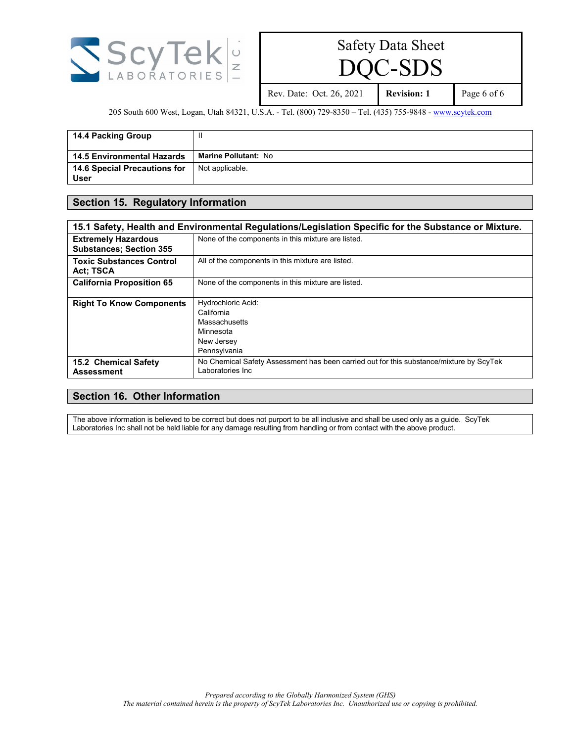| | |
|---|---|
| **14.4 Packing Group** | II |
| **14.5 Environmental Hazards** | **Marine Pollutant:** No |
| **14.6 Special Precautions for User** | Not applicable. |

## Section 15. Regulatory Information

| **15.1 Safety, Health and Environmental Regulations/Legislation Specific for the Substance or Mixture.** | |
|---|---|
| **Extremely Hazardous Substances; Section 355** | None of the components in this mixture are listed. |
| **Toxic Substances Control Act; TSCA** | All of the components in this mixture are listed. |
| **California Proposition 65** | None of the components in this mixture are listed. |
| **Right To Know Components** | Hydrochloric Acid:<br>California<br>Massachusetts<br>Minnesota<br>New Jersey<br>Pennsylvania |
| **15.2 Chemical Safety Assessment** | No Chemical Safety Assessment has been carried out for this substance/mixture by ScyTek Laboratories Inc |

## Section 16. Other Information

The above information is believed to be correct but does not purport to be all inclusive and shall be used only as a guide. ScyTek Laboratories Inc shall not be held liable for any damage resulting from handling or from contact with the above product.